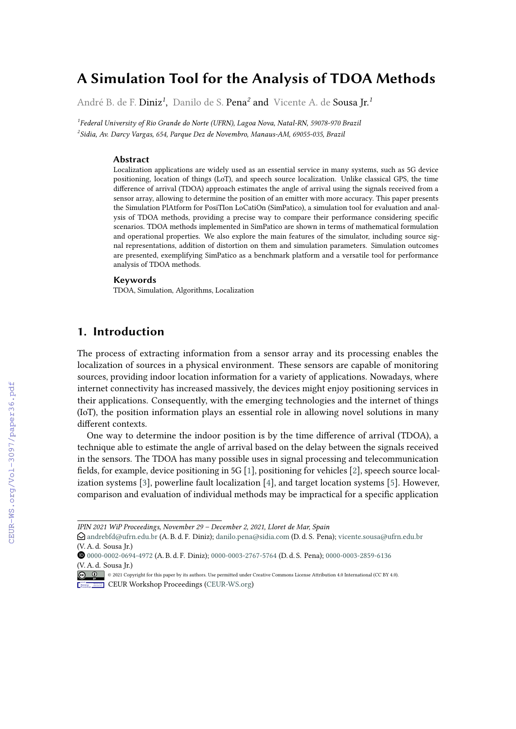# A Simulation Tool for the Analysis of TDOA Methods

André B. de F. Diniz[1], Danilo de S. Pena[2] and Vicente A. de Sousa Jr.[1]

[1]*Federal University of Rio Grande do Norte (UFRN), Lagoa Nova, Natal-RN, 59078-970 Brazil*
[2]*Sidia, Av. Darcy Vargas, 654, Parque Dez de Novembro, Manaus-AM, 69055-035, Brazil*

### Abstract

Localization applications are widely used as an essential service in many systems, such as 5G device positioning, location of things (LoT), and speech source localization. Unlike classical GPS, the time difference of arrival (TDOA) approach estimates the angle of arrival using the signals received from a sensor array, allowing to determine the position of an emitter with more accuracy. This paper presents the Simulation PlAtform for PosiTIon LoCatiOn (SimPatico), a simulation tool for evaluation and analysis of TDOA methods, providing a precise way to compare their performance considering specific scenarios. TDOA methods implemented in SimPatico are shown in terms of mathematical formulation and operational properties. We also explore the main features of the simulator, including source signal representations, addition of distortion on them and simulation parameters. Simulation outcomes are presented, exemplifying SimPatico as a benchmark platform and a versatile tool for performance analysis of TDOA methods.

### Keywords

TDOA, Simulation, Algorithms, Localization

## 1. Introduction

The process of extracting information from a sensor array and its processing enables the localization of sources in a physical environment. These sensors are capable of monitoring sources, providing indoor location information for a variety of applications. Nowadays, where internet connectivity has increased massively, the devices might enjoy positioning services in their applications. Consequently, with the emerging technologies and the internet of things (IoT), the position information plays an essential role in allowing novel solutions in many different contexts.

One way to determine the indoor position is by the time difference of arrival (TDOA), a technique able to estimate the angle of arrival based on the delay between the signals received in the sensors. The TDOA has many possible uses in signal processing and telecommunication fields, for example, device positioning in 5G [1], positioning for vehicles [2], speech source localization systems [3], powerline fault localization [4], and target location systems [5]. However, comparison and evaluation of individual methods may be impractical for a specific application

---

*IPIN 2021 WiP Proceedings, November 29 – December 2, 2021, Lloret de Mar, Spain*

andrebfd@ufrn.edu.br (A. B. d. F. Diniz); danilo.pena@sidia.com (D. d. S. Pena); vicente.sousa@ufrn.edu.br (V. A. d. Sousa Jr.)

0000-0002-0694-4972 (A. B. d. F. Diniz); 0000-0003-2767-5764 (D. d. S. Pena); 0000-0003-2859-6136 (V. A. d. Sousa Jr.)

© 2021 Copyright for this paper by its authors. Use permitted under Creative Commons License Attribution 4.0 International (CC BY 4.0).

CEUR Workshop Proceedings (CEUR-WS.org)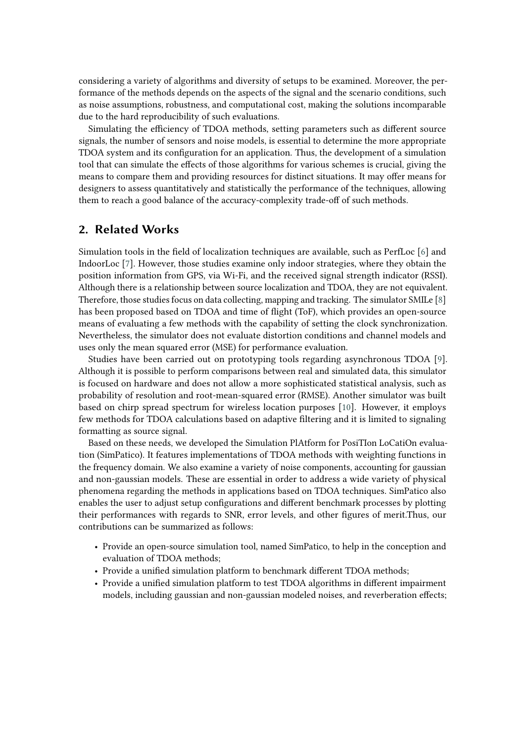considering a variety of algorithms and diversity of setups to be examined. Moreover, the performance of the methods depends on the aspects of the signal and the scenario conditions, such as noise assumptions, robustness, and computational cost, making the solutions incomparable due to the hard reproducibility of such evaluations.

Simulating the efficiency of TDOA methods, setting parameters such as different source signals, the number of sensors and noise models, is essential to determine the more appropriate TDOA system and its configuration for an application. Thus, the development of a simulation tool that can simulate the effects of those algorithms for various schemes is crucial, giving the means to compare them and providing resources for distinct situations. It may offer means for designers to assess quantitatively and statistically the performance of the techniques, allowing them to reach a good balance of the accuracy-complexity trade-off of such methods.

## 2. Related Works

Simulation tools in the field of localization techniques are available, such as PerfLoc [6] and IndoorLoc [7]. However, those studies examine only indoor strategies, where they obtain the position information from GPS, via Wi-Fi, and the received signal strength indicator (RSSI). Although there is a relationship between source localization and TDOA, they are not equivalent. Therefore, those studies focus on data collecting, mapping and tracking. The simulator SMILe [8] has been proposed based on TDOA and time of flight (ToF), which provides an open-source means of evaluating a few methods with the capability of setting the clock synchronization. Nevertheless, the simulator does not evaluate distortion conditions and channel models and uses only the mean squared error (MSE) for performance evaluation.

Studies have been carried out on prototyping tools regarding asynchronous TDOA [9]. Although it is possible to perform comparisons between real and simulated data, this simulator is focused on hardware and does not allow a more sophisticated statistical analysis, such as probability of resolution and root-mean-squared error (RMSE). Another simulator was built based on chirp spread spectrum for wireless location purposes [10]. However, it employs few methods for TDOA calculations based on adaptive filtering and it is limited to signaling formatting as source signal.

Based on these needs, we developed the Simulation PlAtform for PosiTIon LoCatiOn evaluation (SimPatico). It features implementations of TDOA methods with weighting functions in the frequency domain. We also examine a variety of noise components, accounting for gaussian and non-gaussian models. These are essential in order to address a wide variety of physical phenomena regarding the methods in applications based on TDOA techniques. SimPatico also enables the user to adjust setup configurations and different benchmark processes by plotting their performances with regards to SNR, error levels, and other figures of merit.Thus, our contributions can be summarized as follows:

- Provide an open-source simulation tool, named SimPatico, to help in the conception and evaluation of TDOA methods;
- Provide a unified simulation platform to benchmark different TDOA methods;
- Provide a unified simulation platform to test TDOA algorithms in different impairment models, including gaussian and non-gaussian modeled noises, and reverberation effects;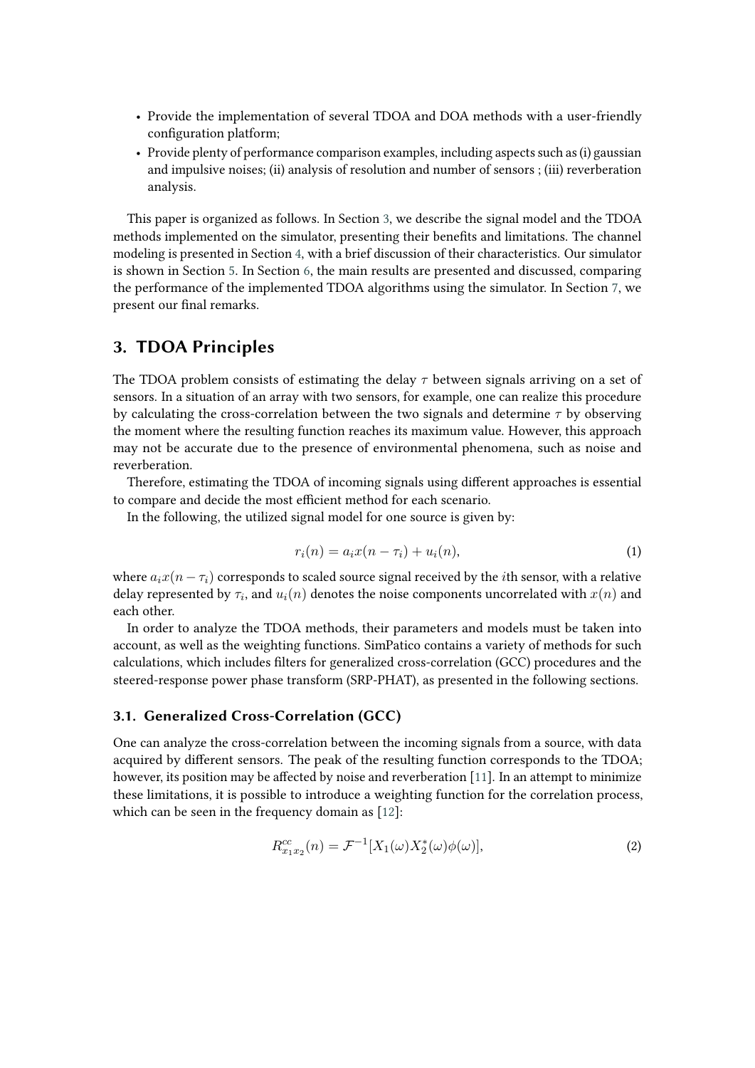- Provide the implementation of several TDOA and DOA methods with a user-friendly configuration platform;
- Provide plenty of performance comparison examples, including aspects such as (i) gaussian and impulsive noises; (ii) analysis of resolution and number of sensors ; (iii) reverberation analysis.

This paper is organized as follows. In Section 3, we describe the signal model and the TDOA methods implemented on the simulator, presenting their benefits and limitations. The channel modeling is presented in Section 4, with a brief discussion of their characteristics. Our simulator is shown in Section 5. In Section 6, the main results are presented and discussed, comparing the performance of the implemented TDOA algorithms using the simulator. In Section 7, we present our final remarks.

## 3. TDOA Principles

The TDOA problem consists of estimating the delay $\tau$ between signals arriving on a set of sensors. In a situation of an array with two sensors, for example, one can realize this procedure by calculating the cross-correlation between the two signals and determine $\tau$ by observing the moment where the resulting function reaches its maximum value. However, this approach may not be accurate due to the presence of environmental phenomena, such as noise and reverberation.

Therefore, estimating the TDOA of incoming signals using different approaches is essential to compare and decide the most efficient method for each scenario.

In the following, the utilized signal model for one source is given by:

$$r_i(n) = a_i x(n - \tau_i) + u_i(n), \tag{1}$$

where $a_i x(n - \tau_i)$ corresponds to scaled source signal received by the $i$th sensor, with a relative delay represented by $\tau_i$, and $u_i(n)$ denotes the noise components uncorrelated with $x(n)$ and each other.

In order to analyze the TDOA methods, their parameters and models must be taken into account, as well as the weighting functions. SimPatico contains a variety of methods for such calculations, which includes filters for generalized cross-correlation (GCC) procedures and the steered-response power phase transform (SRP-PHAT), as presented in the following sections.

### 3.1. Generalized Cross-Correlation (GCC)

One can analyze the cross-correlation between the incoming signals from a source, with data acquired by different sensors. The peak of the resulting function corresponds to the TDOA; however, its position may be affected by noise and reverberation [11]. In an attempt to minimize these limitations, it is possible to introduce a weighting function for the correlation process, which can be seen in the frequency domain as [12]:

$$R^{cc}_{x_1 x_2}(n) = \mathcal{F}^{-1}[X_1(\omega) X_2^*(\omega) \phi(\omega)], \tag{2}$$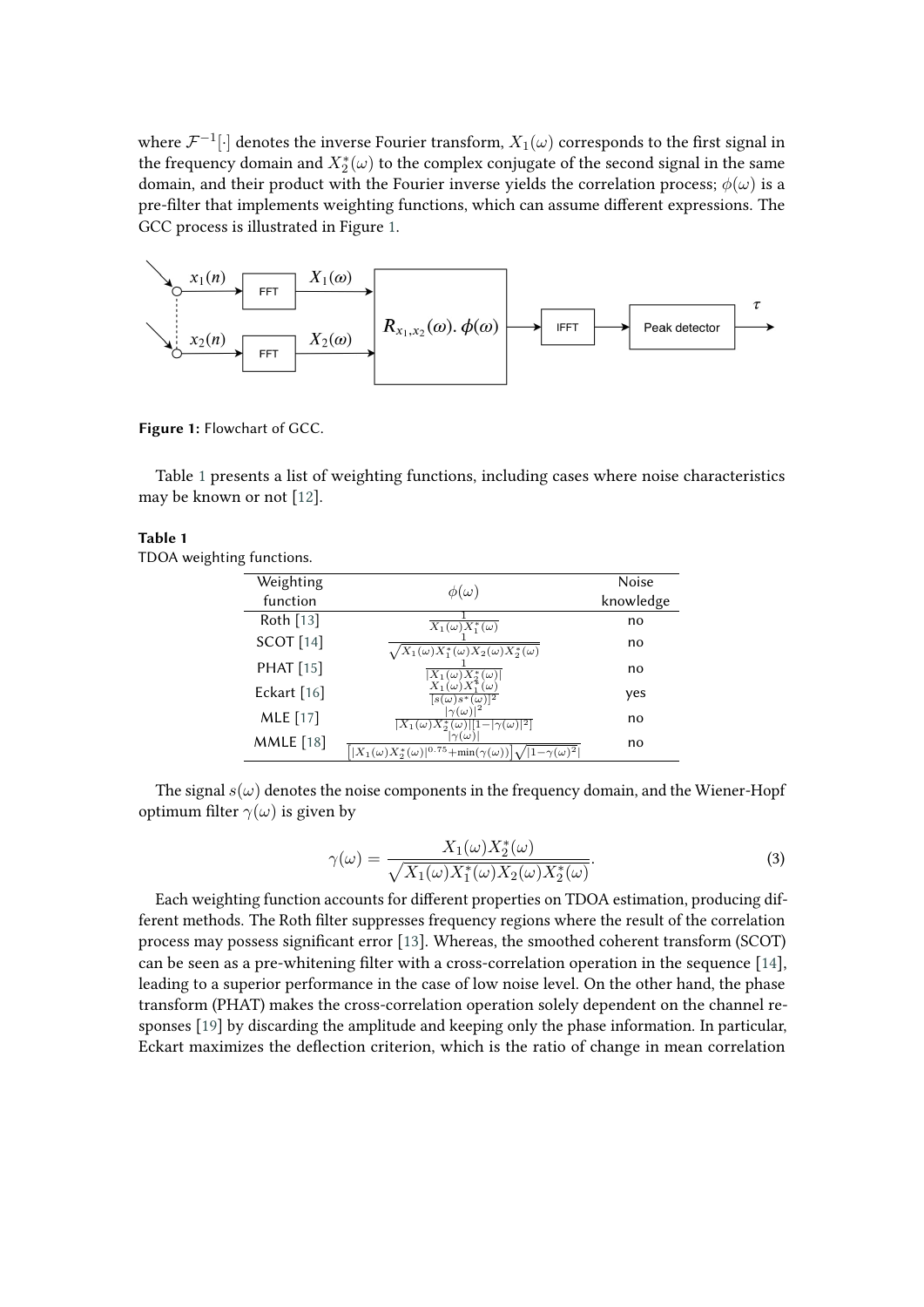where $\mathcal{F}^{-1}[\cdot]$ denotes the inverse Fourier transform, $X_1(\omega)$ corresponds to the first signal in the frequency domain and $X_2^*(\omega)$ to the complex conjugate of the second signal in the same domain, and their product with the Fourier inverse yields the correlation process; $\phi(\omega)$ is a pre-filter that implements weighting functions, which can assume different expressions. The GCC process is illustrated in Figure 1.

**Figure 1:** Flowchart of GCC.

Table 1 presents a list of weighting functions, including cases where noise characteristics may be known or not [12].

**Table 1**
TDOA weighting functions.

| Weighting function | $\phi(\omega)$ | Noise knowledge |
|---|---|---|
| Roth [13] | $\frac{1}{X_1(\omega)X_1^*(\omega)}$ | no |
| SCOT [14] | $\frac{1}{\sqrt{X_1(\omega)X_1^*(\omega)X_2(\omega)X_2^*(\omega)}}$ | no |
| PHAT [15] | $\frac{1}{\lvert X_1(\omega)X_2^*(\omega)\rvert}$ | no |
| Eckart [16] | $\frac{X_1(\omega)X_1^*(\omega)}{\lvert s(\omega)s^*(\omega)\rvert^2}$ | yes |
| MLE [17] | $\frac{\lvert\gamma(\omega)\rvert^2}{\lvert X_1(\omega)X_2^*(\omega)\rvert[1-\lvert\gamma(\omega)\rvert^2]}$ | no |
| MMLE [18] | $\frac{\lvert\gamma(\omega)\rvert}{\left[\lvert X_1(\omega)X_2^*(\omega)\rvert^{0.75}+\min(\gamma(\omega))\right]\sqrt{\lvert 1-\gamma(\omega)^2\rvert}}$ | no |

The signal $s(\omega)$ denotes the noise components in the frequency domain, and the Wiener-Hopf optimum filter $\gamma(\omega)$ is given by

$$\gamma(\omega) = \frac{X_1(\omega)X_2^*(\omega)}{\sqrt{X_1(\omega)X_1^*(\omega)X_2(\omega)X_2^*(\omega)}}. \tag{3}$$

Each weighting function accounts for different properties on TDOA estimation, producing different methods. The Roth filter suppresses frequency regions where the result of the correlation process may possess significant error [13]. Whereas, the smoothed coherent transform (SCOT) can be seen as a pre-whitening filter with a cross-correlation operation in the sequence [14], leading to a superior performance in the case of low noise level. On the other hand, the phase transform (PHAT) makes the cross-correlation operation solely dependent on the channel responses [19] by discarding the amplitude and keeping only the phase information. In particular, Eckart maximizes the deflection criterion, which is the ratio of change in mean correlation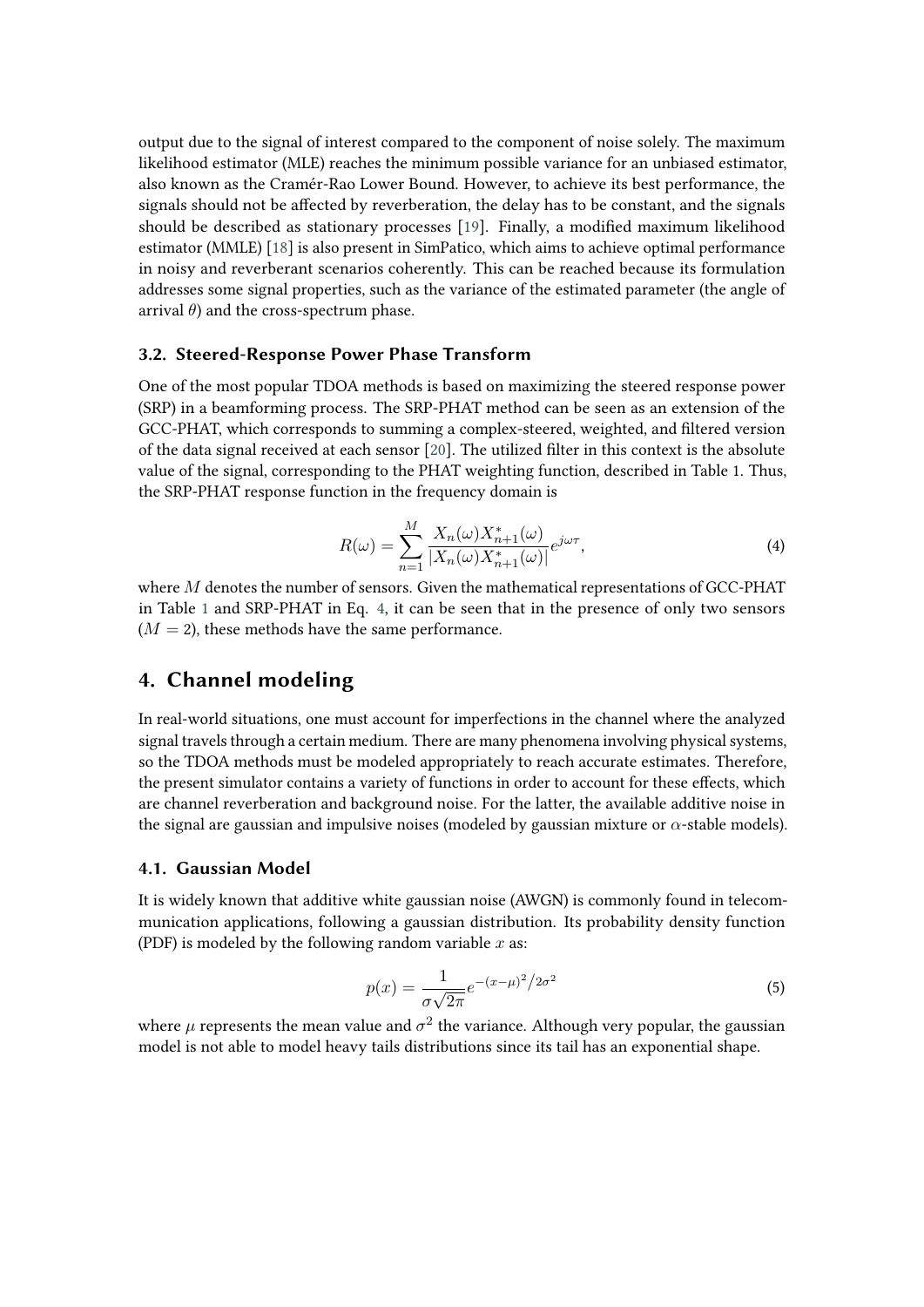output due to the signal of interest compared to the component of noise solely. The maximum likelihood estimator (MLE) reaches the minimum possible variance for an unbiased estimator, also known as the Cramér-Rao Lower Bound. However, to achieve its best performance, the signals should not be affected by reverberation, the delay has to be constant, and the signals should be described as stationary processes [19]. Finally, a modified maximum likelihood estimator (MMLE) [18] is also present in SimPatico, which aims to achieve optimal performance in noisy and reverberant scenarios coherently. This can be reached because its formulation addresses some signal properties, such as the variance of the estimated parameter (the angle of arrival $\theta$) and the cross-spectrum phase.

### 3.2. Steered-Response Power Phase Transform

One of the most popular TDOA methods is based on maximizing the steered response power (SRP) in a beamforming process. The SRP-PHAT method can be seen as an extension of the GCC-PHAT, which corresponds to summing a complex-steered, weighted, and filtered version of the data signal received at each sensor [20]. The utilized filter in this context is the absolute value of the signal, corresponding to the PHAT weighting function, described in Table 1. Thus, the SRP-PHAT response function in the frequency domain is

$$R(\omega) = \sum_{n=1}^{M} \frac{X_n(\omega)X_{n+1}^*(\omega)}{|X_n(\omega)X_{n+1}^*(\omega)|} e^{j\omega\tau}, \tag{4}$$

where $M$ denotes the number of sensors. Given the mathematical representations of GCC-PHAT in Table 1 and SRP-PHAT in Eq. 4, it can be seen that in the presence of only two sensors ($M = 2$), these methods have the same performance.

## 4. Channel modeling

In real-world situations, one must account for imperfections in the channel where the analyzed signal travels through a certain medium. There are many phenomena involving physical systems, so the TDOA methods must be modeled appropriately to reach accurate estimates. Therefore, the present simulator contains a variety of functions in order to account for these effects, which are channel reverberation and background noise. For the latter, the available additive noise in the signal are gaussian and impulsive noises (modeled by gaussian mixture or $\alpha$-stable models).

### 4.1. Gaussian Model

It is widely known that additive white gaussian noise (AWGN) is commonly found in telecommunication applications, following a gaussian distribution. Its probability density function (PDF) is modeled by the following random variable $x$ as:

$$p(x) = \frac{1}{\sigma\sqrt{2\pi}} e^{-(x-\mu)^2/2\sigma^2} \tag{5}$$

where $\mu$ represents the mean value and $\sigma^2$ the variance. Although very popular, the gaussian model is not able to model heavy tails distributions since its tail has an exponential shape.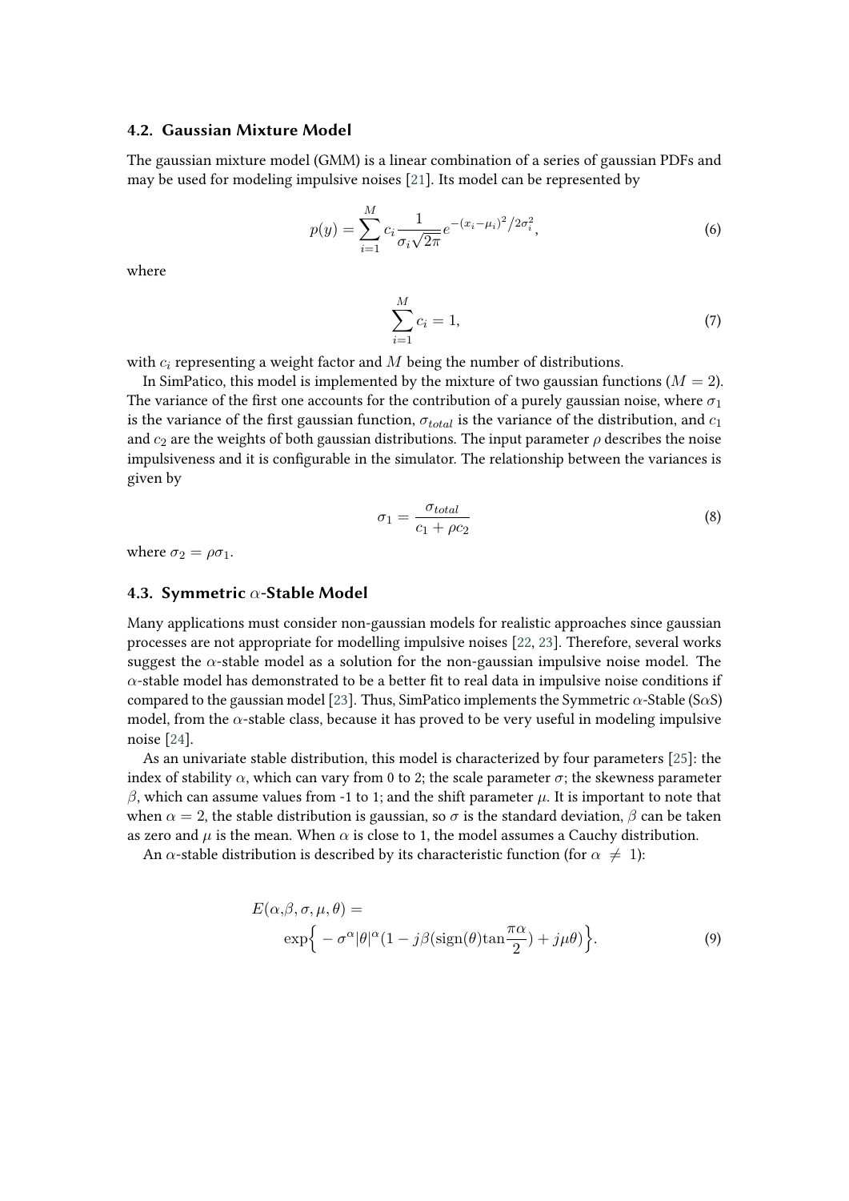### 4.2. Gaussian Mixture Model

The gaussian mixture model (GMM) is a linear combination of a series of gaussian PDFs and may be used for modeling impulsive noises [21]. Its model can be represented by

$$p(y) = \sum_{i=1}^{M} c_i \frac{1}{\sigma_i \sqrt{2\pi}} e^{-(x_i-\mu_i)^2/2\sigma_i^2}, \tag{6}$$

where

$$\sum_{i=1}^{M} c_i = 1, \tag{7}$$

with $c_i$ representing a weight factor and $M$ being the number of distributions.

In SimPatico, this model is implemented by the mixture of two gaussian functions ($M = 2$). The variance of the first one accounts for the contribution of a purely gaussian noise, where $\sigma_1$ is the variance of the first gaussian function, $\sigma_{total}$ is the variance of the distribution, and $c_1$ and $c_2$ are the weights of both gaussian distributions. The input parameter $\rho$ describes the noise impulsiveness and it is configurable in the simulator. The relationship between the variances is given by

$$\sigma_1 = \frac{\sigma_{total}}{c_1 + \rho c_2} \tag{8}$$

where $\sigma_2 = \rho\sigma_1$.

### 4.3. Symmetric $\alpha$-Stable Model

Many applications must consider non-gaussian models for realistic approaches since gaussian processes are not appropriate for modelling impulsive noises [22, 23]. Therefore, several works suggest the $\alpha$-stable model as a solution for the non-gaussian impulsive noise model. The $\alpha$-stable model has demonstrated to be a better fit to real data in impulsive noise conditions if compared to the gaussian model [23]. Thus, SimPatico implements the Symmetric $\alpha$-Stable (S$\alpha$S) model, from the $\alpha$-stable class, because it has proved to be very useful in modeling impulsive noise [24].

As an univariate stable distribution, this model is characterized by four parameters [25]: the index of stability $\alpha$, which can vary from 0 to 2; the scale parameter $\sigma$; the skewness parameter $\beta$, which can assume values from -1 to 1; and the shift parameter $\mu$. It is important to note that when $\alpha = 2$, the stable distribution is gaussian, so $\sigma$ is the standard deviation, $\beta$ can be taken as zero and $\mu$ is the mean. When $\alpha$ is close to 1, the model assumes a Cauchy distribution.

An $\alpha$-stable distribution is described by its characteristic function (for $\alpha \neq 1$):

$$E(\alpha,\beta,\sigma,\mu,\theta) = \exp\Big\{ -\sigma^{\alpha}|\theta|^{\alpha}(1 - j\beta(\text{sign}(\theta)\tan\frac{\pi\alpha}{2}) + j\mu\theta)\Big\}. \tag{9}$$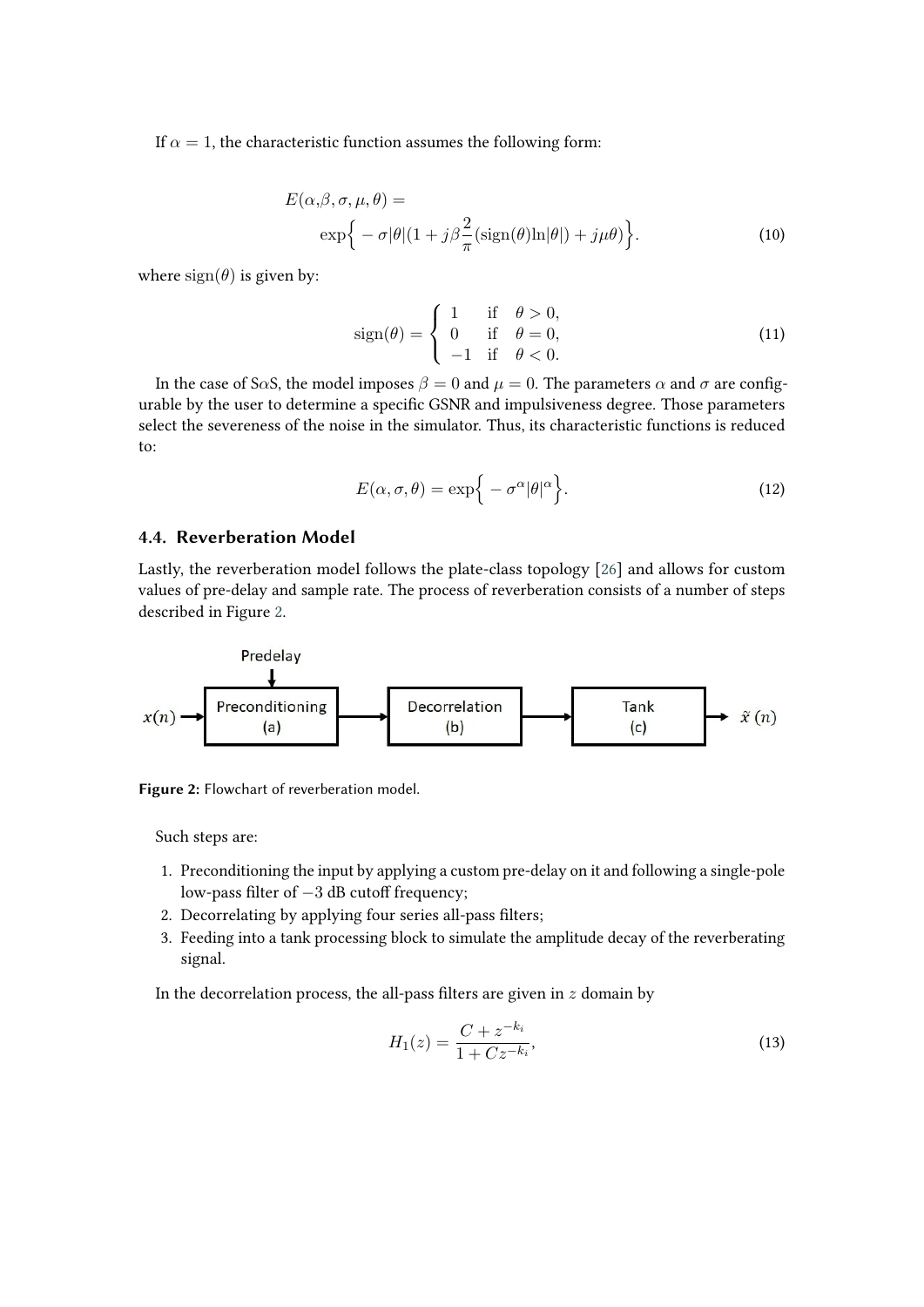If $\alpha = 1$, the characteristic function assumes the following form:

$$E(\alpha,\beta,\sigma,\mu,\theta) = \exp\Big\{-\sigma|\theta|(1 + j\beta\frac{2}{\pi}(\text{sign}(\theta)\ln|\theta|) + j\mu\theta)\Big\}. \tag{10}$$

where $\text{sign}(\theta)$ is given by:

$$\text{sign}(\theta) = \begin{cases} 1 & \text{if} \quad \theta > 0, \\ 0 & \text{if} \quad \theta = 0, \\ -1 & \text{if} \quad \theta < 0. \end{cases} \tag{11}$$

In the case of S$\alpha$S, the model imposes $\beta = 0$ and $\mu = 0$. The parameters $\alpha$ and $\sigma$ are configurable by the user to determine a specific GSNR and impulsiveness degree. Those parameters select the severeness of the noise in the simulator. Thus, its characteristic functions is reduced to:

$$E(\alpha,\sigma,\theta) = \exp\Big\{-\sigma^{\alpha}|\theta|^{\alpha}\Big\}. \tag{12}$$

### 4.4. Reverberation Model

Lastly, the reverberation model follows the plate-class topology [26] and allows for custom values of pre-delay and sample rate. The process of reverberation consists of a number of steps described in Figure 2.

Predelay

$x(n)$ → Preconditioning (a) → Decorrelation (b) → Tank (c) → $\tilde{x}(n)$

**Figure 2:** Flowchart of reverberation model.

Such steps are:

1. Preconditioning the input by applying a custom pre-delay on it and following a single-pole low-pass filter of $-3$ dB cutoff frequency;
2. Decorrelating by applying four series all-pass filters;
3. Feeding into a tank processing block to simulate the amplitude decay of the reverberating signal.

In the decorrelation process, the all-pass filters are given in $z$ domain by

$$H_1(z) = \frac{C + z^{-k_i}}{1 + Cz^{-k_i}}, \tag{13}$$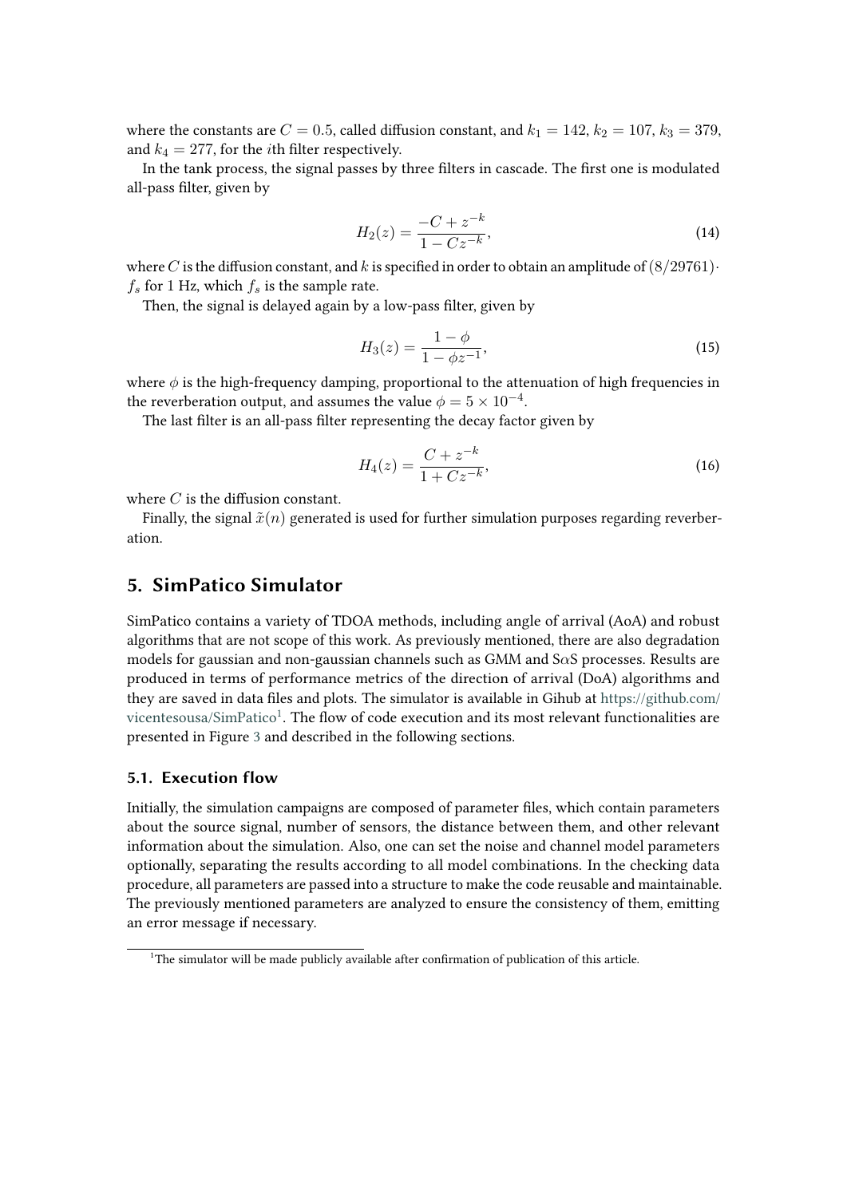where the constants are $C = 0.5$, called diffusion constant, and $k_1 = 142$, $k_2 = 107$, $k_3 = 379$, and $k_4 = 277$, for the $i$th filter respectively.

In the tank process, the signal passes by three filters in cascade. The first one is modulated all-pass filter, given by

$$H_2(z) = \frac{-C + z^{-k}}{1 - Cz^{-k}}, \tag{14}$$

where $C$ is the diffusion constant, and $k$ is specified in order to obtain an amplitude of $(8/29761) \cdot f_s$ for 1 Hz, which $f_s$ is the sample rate.

Then, the signal is delayed again by a low-pass filter, given by

$$H_3(z) = \frac{1 - \phi}{1 - \phi z^{-1}}, \tag{15}$$

where $\phi$ is the high-frequency damping, proportional to the attenuation of high frequencies in the reverberation output, and assumes the value $\phi = 5 \times 10^{-4}$.

The last filter is an all-pass filter representing the decay factor given by

$$H_4(z) = \frac{C + z^{-k}}{1 + Cz^{-k}}, \tag{16}$$

where $C$ is the diffusion constant.

Finally, the signal $\tilde{x}(n)$ generated is used for further simulation purposes regarding reverberation.

## 5. SimPatico Simulator

SimPatico contains a variety of TDOA methods, including angle of arrival (AoA) and robust algorithms that are not scope of this work. As previously mentioned, there are also degradation models for gaussian and non-gaussian channels such as GMM and S$\alpha$S processes. Results are produced in terms of performance metrics of the direction of arrival (DoA) algorithms and they are saved in data files and plots. The simulator is available in Gihub at https://github.com/vicentesousa/SimPatico[1]. The flow of code execution and its most relevant functionalities are presented in Figure 3 and described in the following sections.

### 5.1. Execution flow

Initially, the simulation campaigns are composed of parameter files, which contain parameters about the source signal, number of sensors, the distance between them, and other relevant information about the simulation. Also, one can set the noise and channel model parameters optionally, separating the results according to all model combinations. In the checking data procedure, all parameters are passed into a structure to make the code reusable and maintainable. The previously mentioned parameters are analyzed to ensure the consistency of them, emitting an error message if necessary.

[1]The simulator will be made publicly available after confirmation of publication of this article.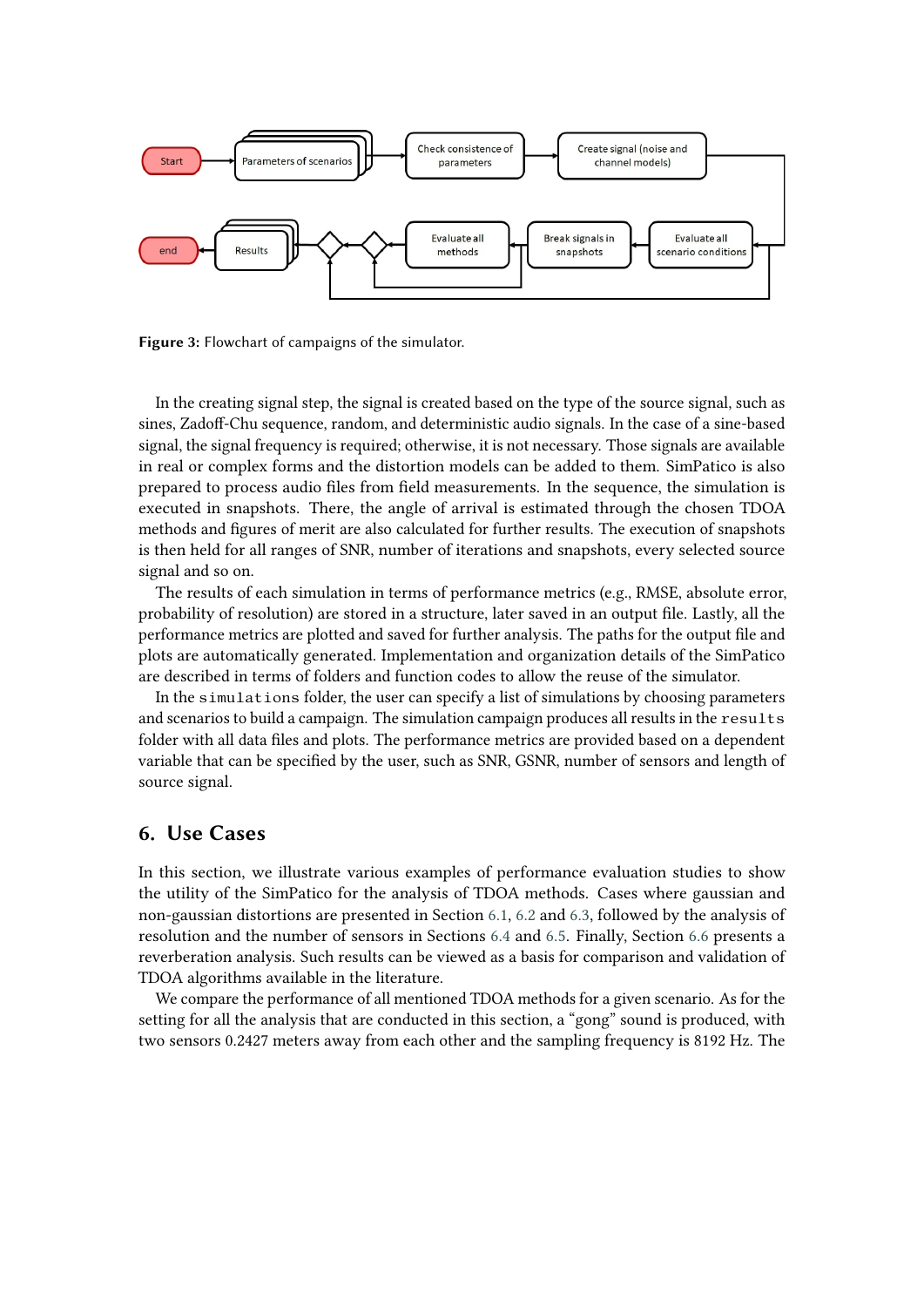**Figure 3:** Flowchart of campaigns of the simulator.

In the creating signal step, the signal is created based on the type of the source signal, such as sines, Zadoff-Chu sequence, random, and deterministic audio signals. In the case of a sine-based signal, the signal frequency is required; otherwise, it is not necessary. Those signals are available in real or complex forms and the distortion models can be added to them. SimPatico is also prepared to process audio files from field measurements. In the sequence, the simulation is executed in snapshots. There, the angle of arrival is estimated through the chosen TDOA methods and figures of merit are also calculated for further results. The execution of snapshots is then held for all ranges of SNR, number of iterations and snapshots, every selected source signal and so on.

The results of each simulation in terms of performance metrics (e.g., RMSE, absolute error, probability of resolution) are stored in a structure, later saved in an output file. Lastly, all the performance metrics are plotted and saved for further analysis. The paths for the output file and plots are automatically generated. Implementation and organization details of the SimPatico are described in terms of folders and function codes to allow the reuse of the simulator.

In the `simulations` folder, the user can specify a list of simulations by choosing parameters and scenarios to build a campaign. The simulation campaign produces all results in the `results` folder with all data files and plots. The performance metrics are provided based on a dependent variable that can be specified by the user, such as SNR, GSNR, number of sensors and length of source signal.

## 6. Use Cases

In this section, we illustrate various examples of performance evaluation studies to show the utility of the SimPatico for the analysis of TDOA methods. Cases where gaussian and non-gaussian distortions are presented in Section 6.1, 6.2 and 6.3, followed by the analysis of resolution and the number of sensors in Sections 6.4 and 6.5. Finally, Section 6.6 presents a reverberation analysis. Such results can be viewed as a basis for comparison and validation of TDOA algorithms available in the literature.

We compare the performance of all mentioned TDOA methods for a given scenario. As for the setting for all the analysis that are conducted in this section, a "gong" sound is produced, with two sensors 0.2427 meters away from each other and the sampling frequency is 8192 Hz. The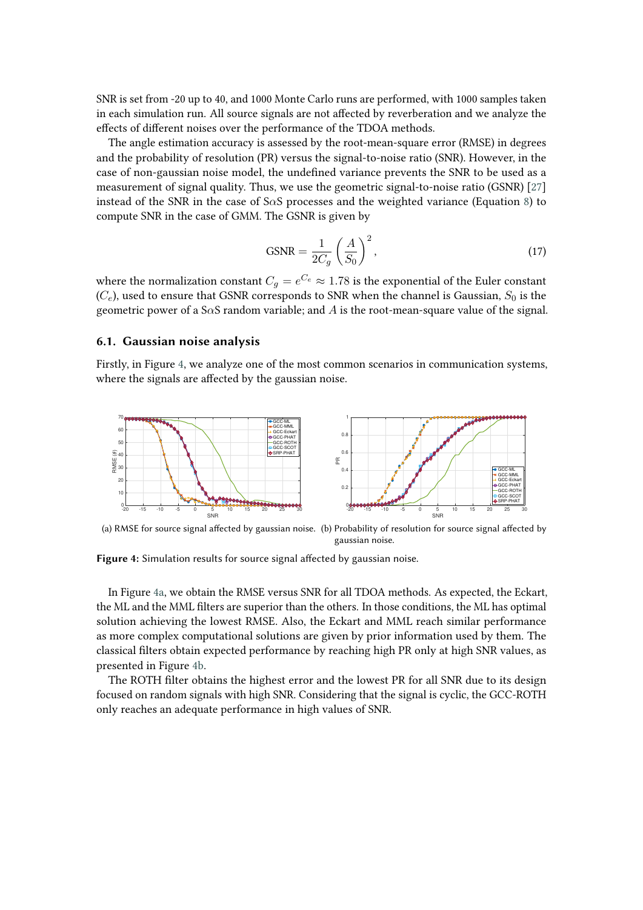SNR is set from -20 up to 40, and 1000 Monte Carlo runs are performed, with 1000 samples taken in each simulation run. All source signals are not affected by reverberation and we analyze the effects of different noises over the performance of the TDOA methods.

The angle estimation accuracy is assessed by the root-mean-square error (RMSE) in degrees and the probability of resolution (PR) versus the signal-to-noise ratio (SNR). However, in the case of non-gaussian noise model, the undefined variance prevents the SNR to be used as a measurement of signal quality. Thus, we use the geometric signal-to-noise ratio (GSNR) [27] instead of the SNR in the case of S$\alpha$S processes and the weighted variance (Equation 8) to compute SNR in the case of GMM. The GSNR is given by

$$\text{GSNR} = \frac{1}{2C_g}\left(\frac{A}{S_0}\right)^2, \tag{17}$$

where the normalization constant $C_g = e^{C_e} \approx 1.78$ is the exponential of the Euler constant ($C_e$), used to ensure that GSNR corresponds to SNR when the channel is Gaussian, $S_0$ is the geometric power of a S$\alpha$S random variable; and $A$ is the root-mean-square value of the signal.

### 6.1. Gaussian noise analysis

Firstly, in Figure 4, we analyze one of the most common scenarios in communication systems, where the signals are affected by the gaussian noise.

(a) RMSE for source signal affected by gaussian noise.

(b) Probability of resolution for source signal affected by gaussian noise.

**Figure 4:** Simulation results for source signal affected by gaussian noise.

In Figure 4a, we obtain the RMSE versus SNR for all TDOA methods. As expected, the Eckart, the ML and the MML filters are superior than the others. In those conditions, the ML has optimal solution achieving the lowest RMSE. Also, the Eckart and MML reach similar performance as more complex computational solutions are given by prior information used by them. The classical filters obtain expected performance by reaching high PR only at high SNR values, as presented in Figure 4b.

The ROTH filter obtains the highest error and the lowest PR for all SNR due to its design focused on random signals with high SNR. Considering that the signal is cyclic, the GCC-ROTH only reaches an adequate performance in high values of SNR.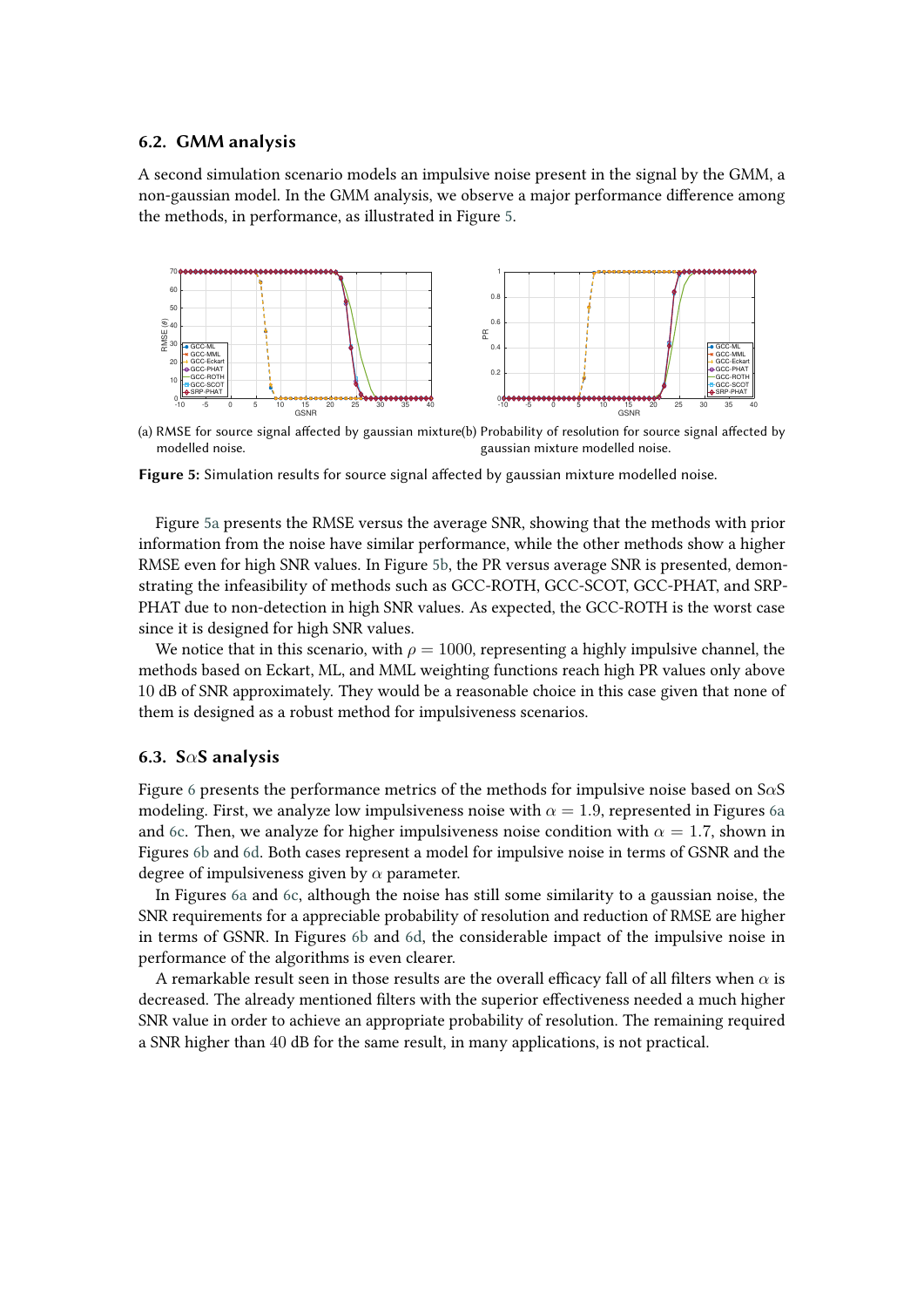### 6.2. GMM analysis

A second simulation scenario models an impulsive noise present in the signal by the GMM, a non-gaussian model. In the GMM analysis, we observe a major performance difference among the methods, in performance, as illustrated in Figure 5.

(a) RMSE for source signal affected by gaussian mixture modelled noise.

(b) Probability of resolution for source signal affected by gaussian mixture modelled noise.

**Figure 5:** Simulation results for source signal affected by gaussian mixture modelled noise.

Figure 5a presents the RMSE versus the average SNR, showing that the methods with prior information from the noise have similar performance, while the other methods show a higher RMSE even for high SNR values. In Figure 5b, the PR versus average SNR is presented, demonstrating the infeasibility of methods such as GCC-ROTH, GCC-SCOT, GCC-PHAT, and SRP-PHAT due to non-detection in high SNR values. As expected, the GCC-ROTH is the worst case since it is designed for high SNR values.

We notice that in this scenario, with $\rho = 1000$, representing a highly impulsive channel, the methods based on Eckart, ML, and MML weighting functions reach high PR values only above 10 dB of SNR approximately. They would be a reasonable choice in this case given that none of them is designed as a robust method for impulsiveness scenarios.

### 6.3. S$\alpha$S analysis

Figure 6 presents the performance metrics of the methods for impulsive noise based on S$\alpha$S modeling. First, we analyze low impulsiveness noise with $\alpha = 1.9$, represented in Figures 6a and 6c. Then, we analyze for higher impulsiveness noise condition with $\alpha = 1.7$, shown in Figures 6b and 6d. Both cases represent a model for impulsive noise in terms of GSNR and the degree of impulsiveness given by $\alpha$ parameter.

In Figures 6a and 6c, although the noise has still some similarity to a gaussian noise, the SNR requirements for a appreciable probability of resolution and reduction of RMSE are higher in terms of GSNR. In Figures 6b and 6d, the considerable impact of the impulsive noise in performance of the algorithms is even clearer.

A remarkable result seen in those results are the overall efficacy fall of all filters when $\alpha$ is decreased. The already mentioned filters with the superior effectiveness needed a much higher SNR value in order to achieve an appropriate probability of resolution. The remaining required a SNR higher than 40 dB for the same result, in many applications, is not practical.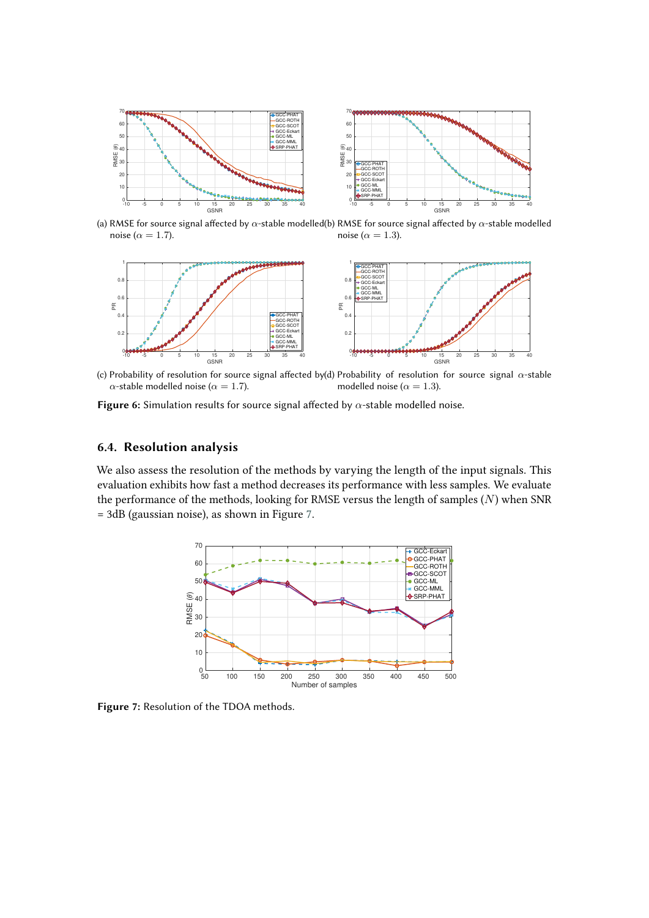(a) RMSE for source signal affected by $\alpha$-stable modelled noise ($\alpha = 1.7$).

(b) RMSE for source signal affected by $\alpha$-stable modelled noise ($\alpha = 1.3$).

(c) Probability of resolution for source signal affected by $\alpha$-stable modelled noise ($\alpha = 1.7$).

(d) Probability of resolution for source signal $\alpha$-stable modelled noise ($\alpha = 1.3$).

**Figure 6:** Simulation results for source signal affected by $\alpha$-stable modelled noise.

## 6.4. Resolution analysis

We also assess the resolution of the methods by varying the length of the input signals. This evaluation exhibits how fast a method decreases its performance with less samples. We evaluate the performance of the methods, looking for RMSE versus the length of samples ($N$) when SNR = 3dB (gaussian noise), as shown in Figure 7.

**Figure 7:** Resolution of the TDOA methods.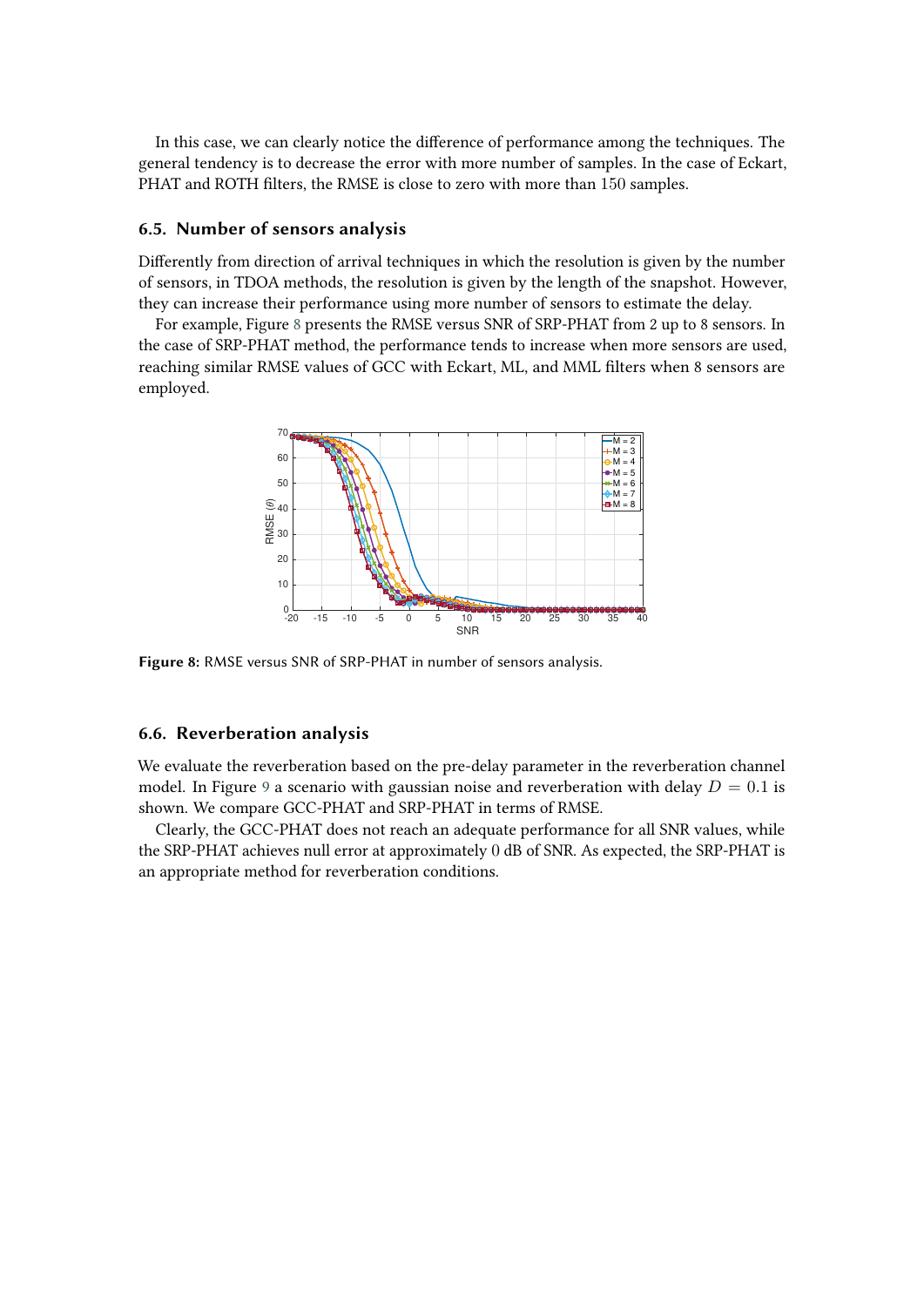In this case, we can clearly notice the difference of performance among the techniques. The general tendency is to decrease the error with more number of samples. In the case of Eckart, PHAT and ROTH filters, the RMSE is close to zero with more than 150 samples.

### 6.5. Number of sensors analysis

Differently from direction of arrival techniques in which the resolution is given by the number of sensors, in TDOA methods, the resolution is given by the length of the snapshot. However, they can increase their performance using more number of sensors to estimate the delay.

For example, Figure 8 presents the RMSE versus SNR of SRP-PHAT from 2 up to 8 sensors. In the case of SRP-PHAT method, the performance tends to increase when more sensors are used, reaching similar RMSE values of GCC with Eckart, ML, and MML filters when 8 sensors are employed.

**Figure 8:** RMSE versus SNR of SRP-PHAT in number of sensors analysis.

### 6.6. Reverberation analysis

We evaluate the reverberation based on the pre-delay parameter in the reverberation channel model. In Figure 9 a scenario with gaussian noise and reverberation with delay $D = 0.1$ is shown. We compare GCC-PHAT and SRP-PHAT in terms of RMSE.

Clearly, the GCC-PHAT does not reach an adequate performance for all SNR values, while the SRP-PHAT achieves null error at approximately 0 dB of SNR. As expected, the SRP-PHAT is an appropriate method for reverberation conditions.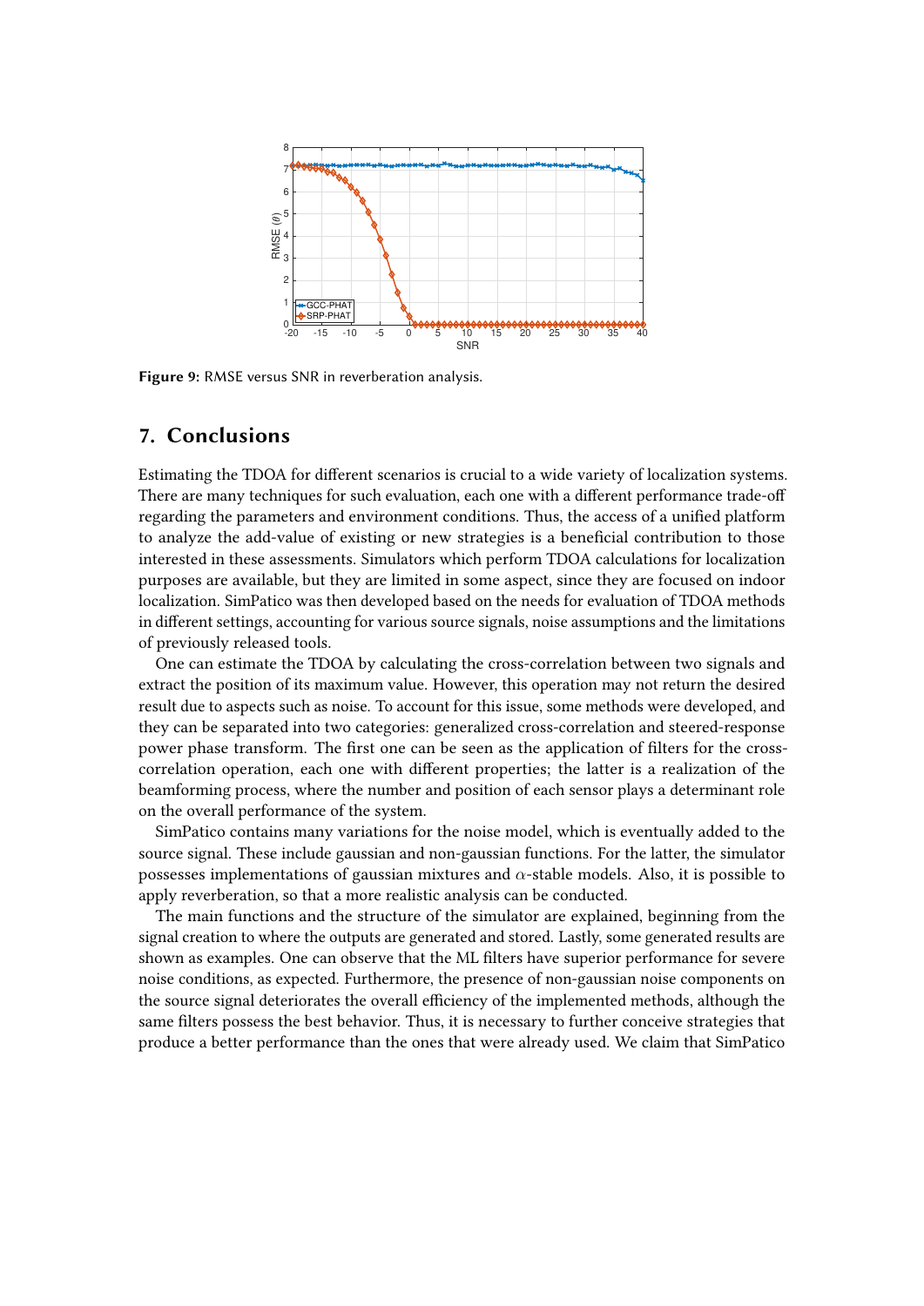Figure 9: RMSE versus SNR in reverberation analysis.

## 7. Conclusions

Estimating the TDOA for different scenarios is crucial to a wide variety of localization systems. There are many techniques for such evaluation, each one with a different performance trade-off regarding the parameters and environment conditions. Thus, the access of a unified platform to analyze the add-value of existing or new strategies is a beneficial contribution to those interested in these assessments. Simulators which perform TDOA calculations for localization purposes are available, but they are limited in some aspect, since they are focused on indoor localization. SimPatico was then developed based on the needs for evaluation of TDOA methods in different settings, accounting for various source signals, noise assumptions and the limitations of previously released tools.

One can estimate the TDOA by calculating the cross-correlation between two signals and extract the position of its maximum value. However, this operation may not return the desired result due to aspects such as noise. To account for this issue, some methods were developed, and they can be separated into two categories: generalized cross-correlation and steered-response power phase transform. The first one can be seen as the application of filters for the cross-correlation operation, each one with different properties; the latter is a realization of the beamforming process, where the number and position of each sensor plays a determinant role on the overall performance of the system.

SimPatico contains many variations for the noise model, which is eventually added to the source signal. These include gaussian and non-gaussian functions. For the latter, the simulator possesses implementations of gaussian mixtures and $\alpha$-stable models. Also, it is possible to apply reverberation, so that a more realistic analysis can be conducted.

The main functions and the structure of the simulator are explained, beginning from the signal creation to where the outputs are generated and stored. Lastly, some generated results are shown as examples. One can observe that the ML filters have superior performance for severe noise conditions, as expected. Furthermore, the presence of non-gaussian noise components on the source signal deteriorates the overall efficiency of the implemented methods, although the same filters possess the best behavior. Thus, it is necessary to further conceive strategies that produce a better performance than the ones that were already used. We claim that SimPatico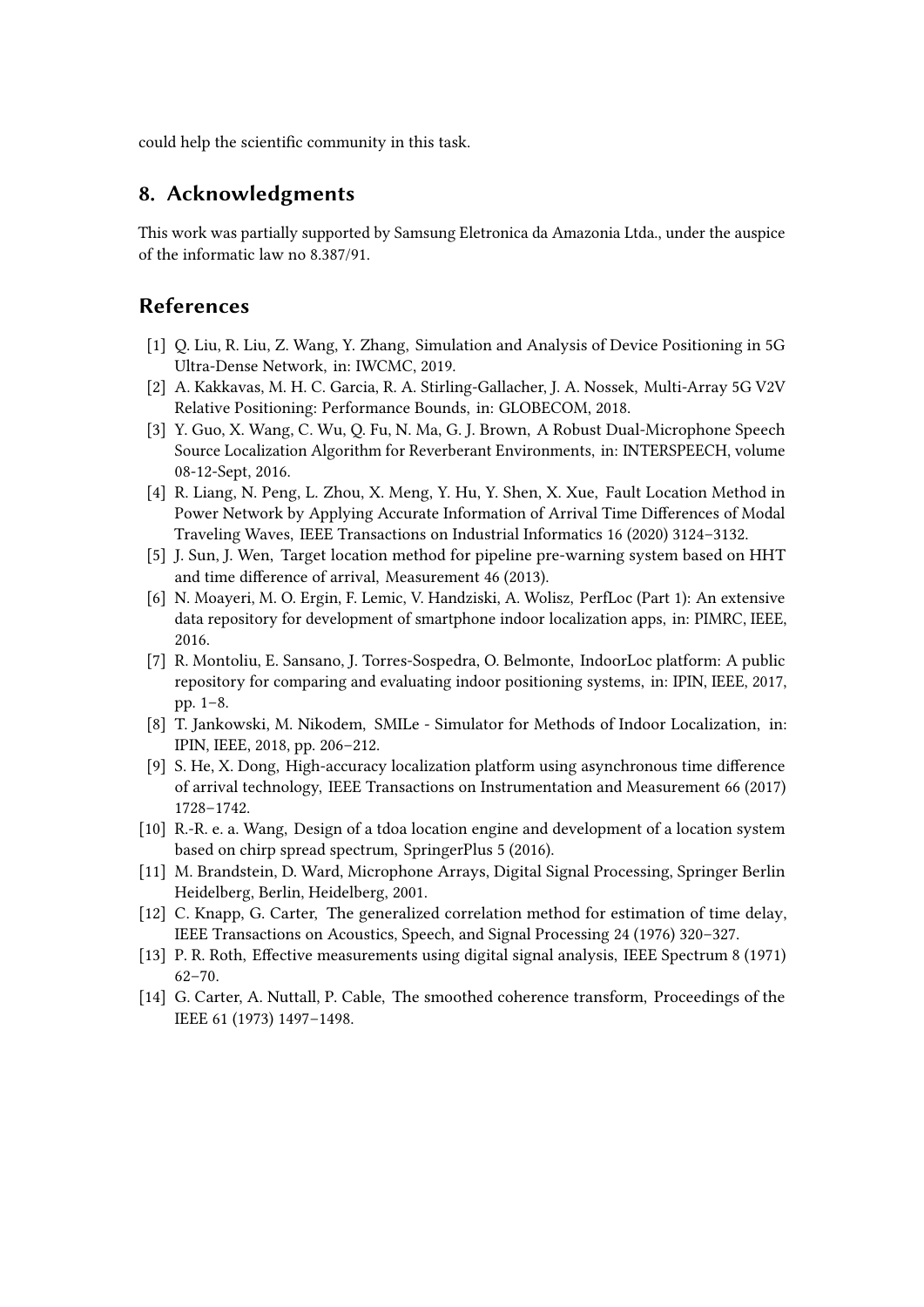could help the scientific community in this task.

## 8. Acknowledgments

This work was partially supported by Samsung Eletronica da Amazonia Ltda., under the auspice of the informatic law no 8.387/91.

## References

[1] Q. Liu, R. Liu, Z. Wang, Y. Zhang, Simulation and Analysis of Device Positioning in 5G Ultra-Dense Network, in: IWCMC, 2019.

[2] A. Kakkavas, M. H. C. Garcia, R. A. Stirling-Gallacher, J. A. Nossek, Multi-Array 5G V2V Relative Positioning: Performance Bounds, in: GLOBECOM, 2018.

[3] Y. Guo, X. Wang, C. Wu, Q. Fu, N. Ma, G. J. Brown, A Robust Dual-Microphone Speech Source Localization Algorithm for Reverberant Environments, in: INTERSPEECH, volume 08-12-Sept, 2016.

[4] R. Liang, N. Peng, L. Zhou, X. Meng, Y. Hu, Y. Shen, X. Xue, Fault Location Method in Power Network by Applying Accurate Information of Arrival Time Differences of Modal Traveling Waves, IEEE Transactions on Industrial Informatics 16 (2020) 3124–3132.

[5] J. Sun, J. Wen, Target location method for pipeline pre-warning system based on HHT and time difference of arrival, Measurement 46 (2013).

[6] N. Moayeri, M. O. Ergin, F. Lemic, V. Handziski, A. Wolisz, PerfLoc (Part 1): An extensive data repository for development of smartphone indoor localization apps, in: PIMRC, IEEE, 2016.

[7] R. Montoliu, E. Sansano, J. Torres-Sospedra, O. Belmonte, IndoorLoc platform: A public repository for comparing and evaluating indoor positioning systems, in: IPIN, IEEE, 2017, pp. 1–8.

[8] T. Jankowski, M. Nikodem, SMILe - Simulator for Methods of Indoor Localization, in: IPIN, IEEE, 2018, pp. 206–212.

[9] S. He, X. Dong, High-accuracy localization platform using asynchronous time difference of arrival technology, IEEE Transactions on Instrumentation and Measurement 66 (2017) 1728–1742.

[10] R.-R. e. a. Wang, Design of a tdoa location engine and development of a location system based on chirp spread spectrum, SpringerPlus 5 (2016).

[11] M. Brandstein, D. Ward, Microphone Arrays, Digital Signal Processing, Springer Berlin Heidelberg, Berlin, Heidelberg, 2001.

[12] C. Knapp, G. Carter, The generalized correlation method for estimation of time delay, IEEE Transactions on Acoustics, Speech, and Signal Processing 24 (1976) 320–327.

[13] P. R. Roth, Effective measurements using digital signal analysis, IEEE Spectrum 8 (1971) 62–70.

[14] G. Carter, A. Nuttall, P. Cable, The smoothed coherence transform, Proceedings of the IEEE 61 (1973) 1497–1498.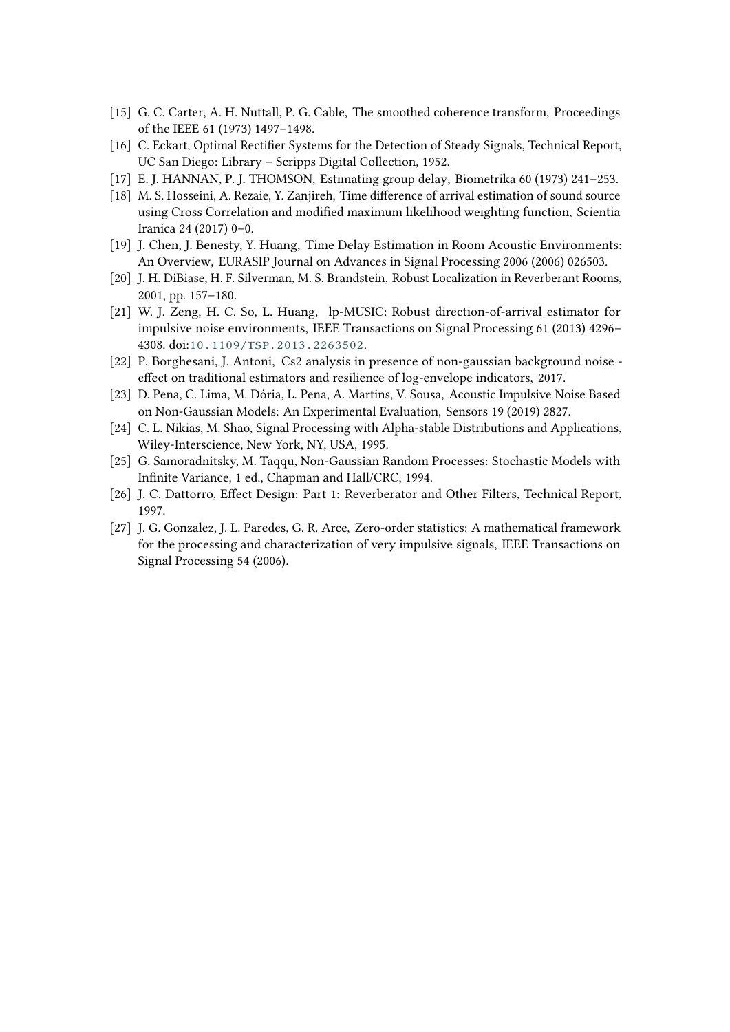[15] G. C. Carter, A. H. Nuttall, P. G. Cable, The smoothed coherence transform, Proceedings of the IEEE 61 (1973) 1497–1498.

[16] C. Eckart, Optimal Rectifier Systems for the Detection of Steady Signals, Technical Report, UC San Diego: Library – Scripps Digital Collection, 1952.

[17] E. J. HANNAN, P. J. THOMSON, Estimating group delay, Biometrika 60 (1973) 241–253.

[18] M. S. Hosseini, A. Rezaie, Y. Zanjireh, Time difference of arrival estimation of sound source using Cross Correlation and modified maximum likelihood weighting function, Scientia Iranica 24 (2017) 0–0.

[19] J. Chen, J. Benesty, Y. Huang, Time Delay Estimation in Room Acoustic Environments: An Overview, EURASIP Journal on Advances in Signal Processing 2006 (2006) 026503.

[20] J. H. DiBiase, H. F. Silverman, M. S. Brandstein, Robust Localization in Reverberant Rooms, 2001, pp. 157–180.

[21] W. J. Zeng, H. C. So, L. Huang, lp-MUSIC: Robust direction-of-arrival estimator for impulsive noise environments, IEEE Transactions on Signal Processing 61 (2013) 4296–4308. doi:10.1109/TSP.2013.2263502.

[22] P. Borghesani, J. Antoni, Cs2 analysis in presence of non-gaussian background noise - effect on traditional estimators and resilience of log-envelope indicators, 2017.

[23] D. Pena, C. Lima, M. Dória, L. Pena, A. Martins, V. Sousa, Acoustic Impulsive Noise Based on Non-Gaussian Models: An Experimental Evaluation, Sensors 19 (2019) 2827.

[24] C. L. Nikias, M. Shao, Signal Processing with Alpha-stable Distributions and Applications, Wiley-Interscience, New York, NY, USA, 1995.

[25] G. Samoradnitsky, M. Taqqu, Non-Gaussian Random Processes: Stochastic Models with Infinite Variance, 1 ed., Chapman and Hall/CRC, 1994.

[26] J. C. Dattorro, Effect Design: Part 1: Reverberator and Other Filters, Technical Report, 1997.

[27] J. G. Gonzalez, J. L. Paredes, G. R. Arce, Zero-order statistics: A mathematical framework for the processing and characterization of very impulsive signals, IEEE Transactions on Signal Processing 54 (2006).